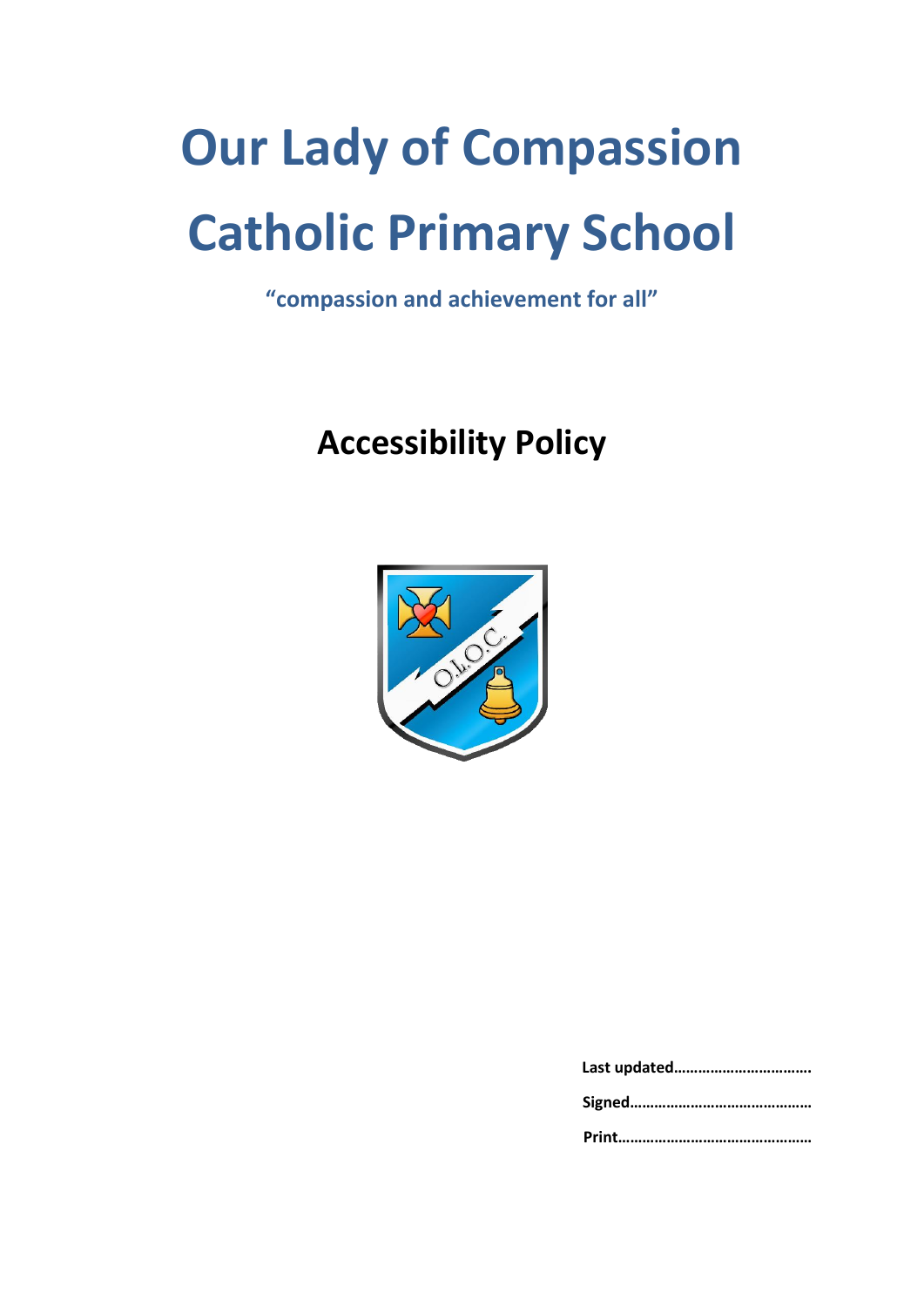# Our Lady of Compassion Catholic Primary School

**"compassion and achievement for all"**

## Accessibility Policy

**Last updated……………………………**

**Signed………………………………………**

**Print…………………………………………**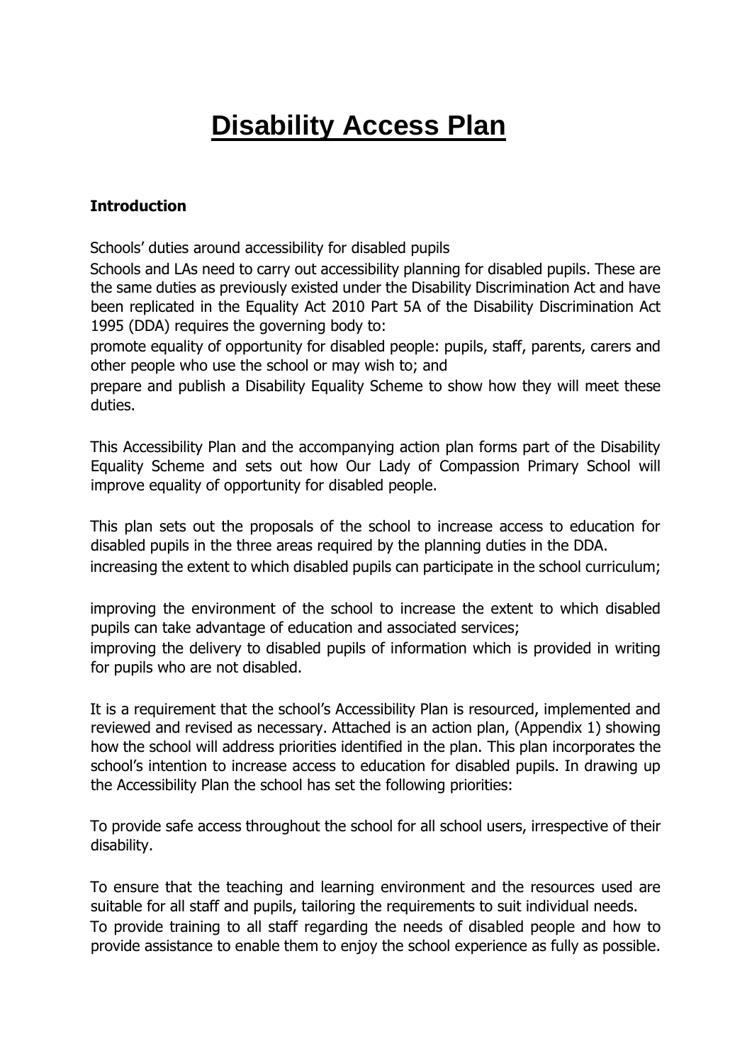# Disability Access Plan

**Introduction**

Schools' duties around accessibility for disabled pupils

Schools and LAs need to carry out accessibility planning for disabled pupils. These are the same duties as previously existed under the Disability Discrimination Act and have been replicated in the Equality Act 2010 Part 5A of the Disability Discrimination Act 1995 (DDA) requires the governing body to:

promote equality of opportunity for disabled people: pupils, staff, parents, carers and other people who use the school or may wish to; and

prepare and publish a Disability Equality Scheme to show how they will meet these duties.

This Accessibility Plan and the accompanying action plan forms part of the Disability Equality Scheme and sets out how Our Lady of Compassion Primary School will improve equality of opportunity for disabled people.

This plan sets out the proposals of the school to increase access to education for disabled pupils in the three areas required by the planning duties in the DDA.

increasing the extent to which disabled pupils can participate in the school curriculum;

improving the environment of the school to increase the extent to which disabled pupils can take advantage of education and associated services;

improving the delivery to disabled pupils of information which is provided in writing for pupils who are not disabled.

It is a requirement that the school's Accessibility Plan is resourced, implemented and reviewed and revised as necessary. Attached is an action plan, (Appendix 1) showing how the school will address priorities identified in the plan. This plan incorporates the school's intention to increase access to education for disabled pupils. In drawing up the Accessibility Plan the school has set the following priorities:

To provide safe access throughout the school for all school users, irrespective of their disability.

To ensure that the teaching and learning environment and the resources used are suitable for all staff and pupils, tailoring the requirements to suit individual needs.

To provide training to all staff regarding the needs of disabled people and how to provide assistance to enable them to enjoy the school experience as fully as possible.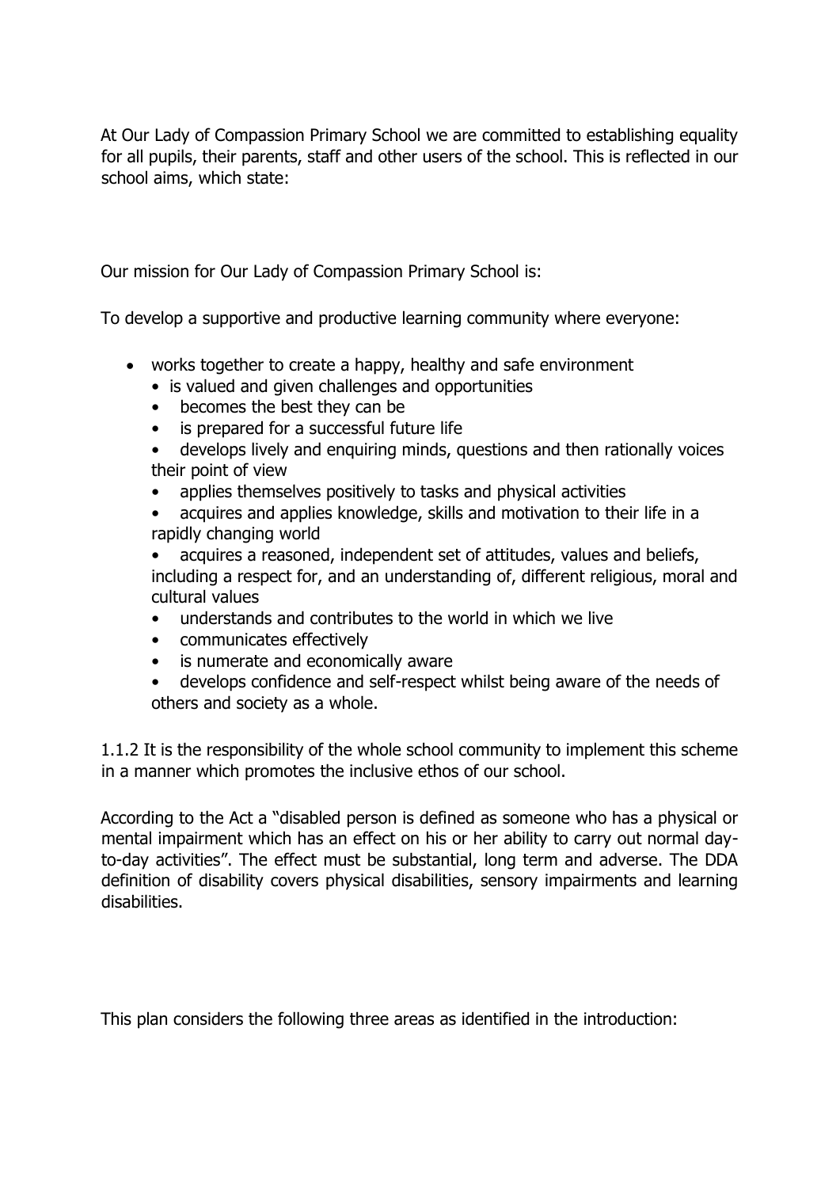At Our Lady of Compassion Primary School we are committed to establishing equality for all pupils, their parents, staff and other users of the school. This is reflected in our school aims, which state:

Our mission for Our Lady of Compassion Primary School is:

To develop a supportive and productive learning community where everyone:

- works together to create a happy, healthy and safe environment
  - is valued and given challenges and opportunities
  - becomes the best they can be
  - is prepared for a successful future life
  - develops lively and enquiring minds, questions and then rationally voices their point of view
  - applies themselves positively to tasks and physical activities
  - acquires and applies knowledge, skills and motivation to their life in a rapidly changing world
  - acquires a reasoned, independent set of attitudes, values and beliefs, including a respect for, and an understanding of, different religious, moral and cultural values
  - understands and contributes to the world in which we live
  - communicates effectively
  - is numerate and economically aware
  - develops confidence and self-respect whilst being aware of the needs of others and society as a whole.

1.1.2 It is the responsibility of the whole school community to implement this scheme in a manner which promotes the inclusive ethos of our school.

According to the Act a "disabled person is defined as someone who has a physical or mental impairment which has an effect on his or her ability to carry out normal day-to-day activities". The effect must be substantial, long term and adverse. The DDA definition of disability covers physical disabilities, sensory impairments and learning disabilities.

This plan considers the following three areas as identified in the introduction: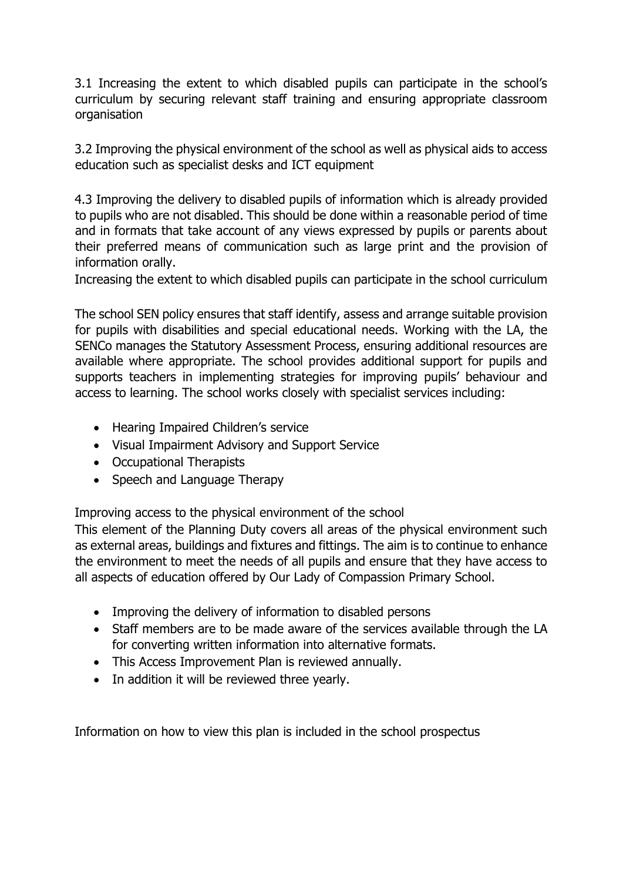3.1 Increasing the extent to which disabled pupils can participate in the school's curriculum by securing relevant staff training and ensuring appropriate classroom organisation

3.2 Improving the physical environment of the school as well as physical aids to access education such as specialist desks and ICT equipment

4.3 Improving the delivery to disabled pupils of information which is already provided to pupils who are not disabled. This should be done within a reasonable period of time and in formats that take account of any views expressed by pupils or parents about their preferred means of communication such as large print and the provision of information orally.

Increasing the extent to which disabled pupils can participate in the school curriculum

The school SEN policy ensures that staff identify, assess and arrange suitable provision for pupils with disabilities and special educational needs. Working with the LA, the SENCo manages the Statutory Assessment Process, ensuring additional resources are available where appropriate. The school provides additional support for pupils and supports teachers in implementing strategies for improving pupils' behaviour and access to learning. The school works closely with specialist services including:

- Hearing Impaired Children's service
- Visual Impairment Advisory and Support Service
- Occupational Therapists
- Speech and Language Therapy

Improving access to the physical environment of the school

This element of the Planning Duty covers all areas of the physical environment such as external areas, buildings and fixtures and fittings. The aim is to continue to enhance the environment to meet the needs of all pupils and ensure that they have access to all aspects of education offered by Our Lady of Compassion Primary School.

- Improving the delivery of information to disabled persons
- Staff members are to be made aware of the services available through the LA for converting written information into alternative formats.
- This Access Improvement Plan is reviewed annually.
- In addition it will be reviewed three yearly.

Information on how to view this plan is included in the school prospectus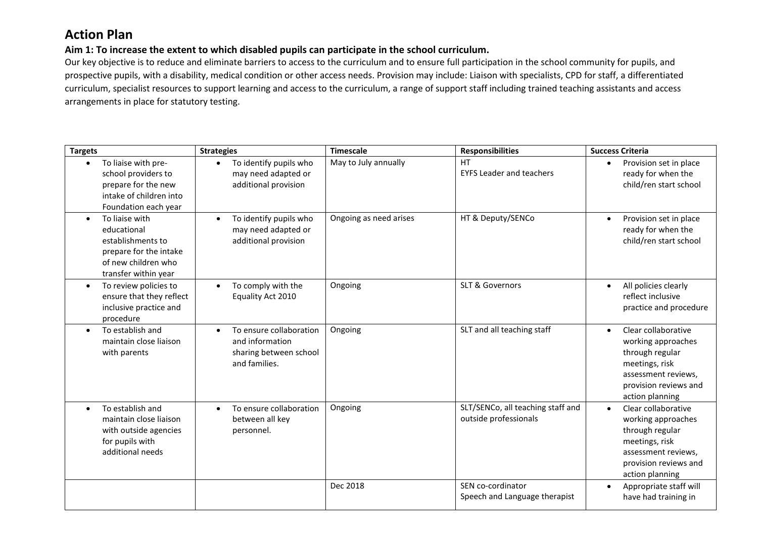# Action Plan

### Aim 1: To increase the extent to which disabled pupils can participate in the school curriculum.

Our key objective is to reduce and eliminate barriers to access to the curriculum and to ensure full participation in the school community for pupils, and prospective pupils, with a disability, medical condition or other access needs. Provision may include: Liaison with specialists, CPD for staff, a differentiated curriculum, specialist resources to support learning and access to the curriculum, a range of support staff including trained teaching assistants and access arrangements in place for statutory testing.

| Targets | Strategies | Timescale | Responsibilities | Success Criteria |
|---|---|---|---|---|
| • To liaise with pre-school providers to prepare for the new intake of children into Foundation each year | • To identify pupils who may need adapted or additional provision | May to July annually | HT<br>EYFS Leader and teachers | • Provision set in place ready for when the child/ren start school |
| • To liaise with educational establishments to prepare for the intake of new children who transfer within year | • To identify pupils who may need adapted or additional provision | Ongoing as need arises | HT & Deputy/SENCo | • Provision set in place ready for when the child/ren start school |
| • To review policies to ensure that they reflect inclusive practice and procedure | • To comply with the Equality Act 2010 | Ongoing | SLT & Governors | • All policies clearly reflect inclusive practice and procedure |
| • To establish and maintain close liaison with parents | • To ensure collaboration and information sharing between school and families. | Ongoing | SLT and all teaching staff | • Clear collaborative working approaches through regular meetings, risk assessment reviews, provision reviews and action planning |
| • To establish and maintain close liaison with outside agencies for pupils with additional needs | • To ensure collaboration between all key personnel. | Ongoing | SLT/SENCo, all teaching staff and outside professionals | • Clear collaborative working approaches through regular meetings, risk assessment reviews, provision reviews and action planning |
| | | Dec 2018 | SEN co-cordinator<br>Speech and Language therapist | • Appropriate staff will have had training in |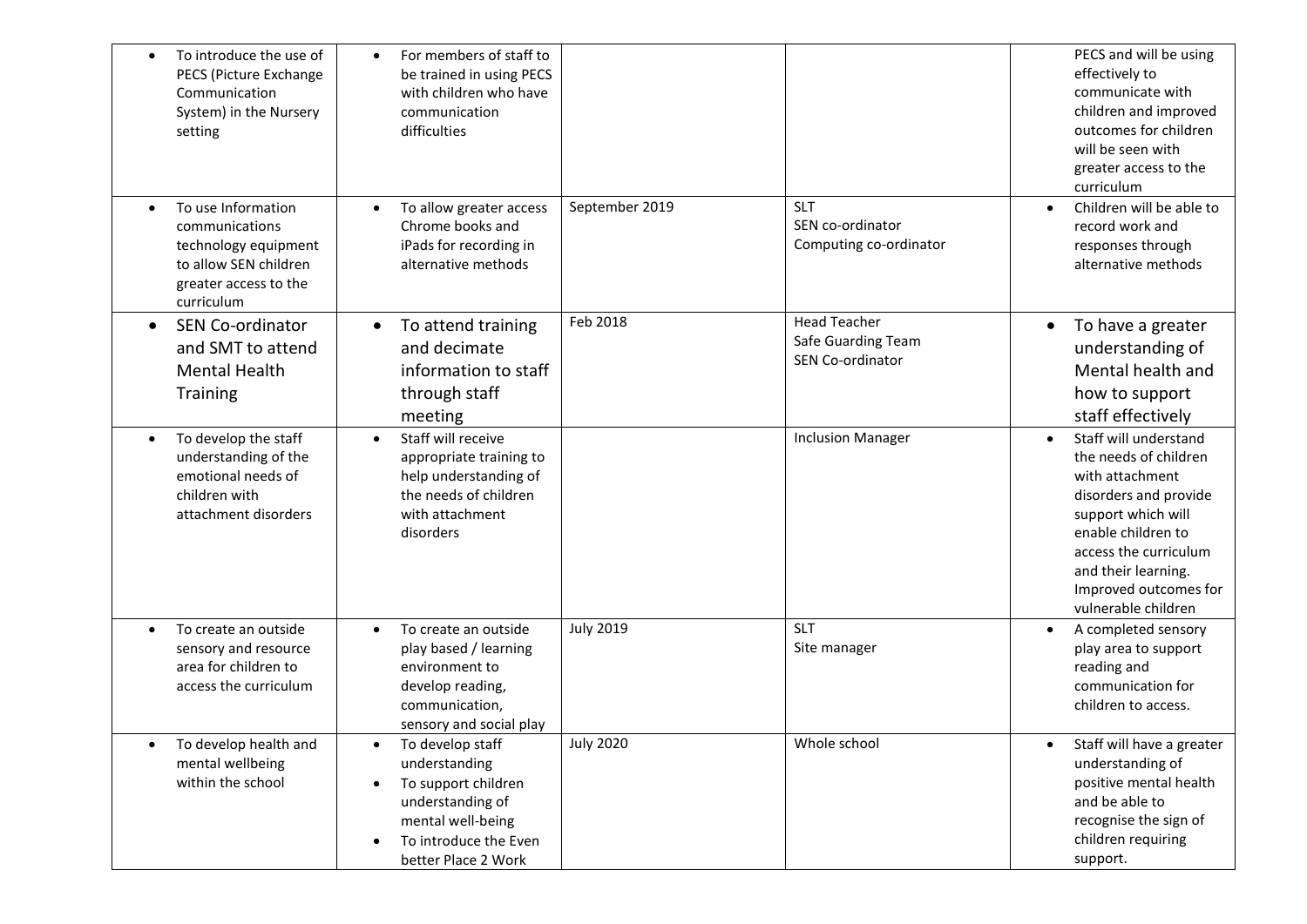| | | | | |
|---|---|---|---|---|
| • To introduce the use of PECS (Picture Exchange Communication System) in the Nursery setting | • For members of staff to be trained in using PECS with children who have communication difficulties | | | PECS and will be using effectively to communicate with children and improved outcomes for children will be seen with greater access to the curriculum |
| • To use Information communications technology equipment to allow SEN children greater access to the curriculum | • To allow greater access Chrome books and iPads for recording in alternative methods | September 2019 | SLT<br>SEN co-ordinator<br>Computing co-ordinator | • Children will be able to record work and responses through alternative methods |
| • SEN Co-ordinator and SMT to attend Mental Health Training | • To attend training and decimate information to staff through staff meeting | Feb 2018 | Head Teacher<br>Safe Guarding Team<br>SEN Co-ordinator | • To have a greater understanding of Mental health and how to support staff effectively |
| • To develop the staff understanding of the emotional needs of children with attachment disorders | • Staff will receive appropriate training to help understanding of the needs of children with attachment disorders | | Inclusion Manager | • Staff will understand the needs of children with attachment disorders and provide support which will enable children to access the curriculum and their learning. Improved outcomes for vulnerable children |
| • To create an outside sensory and resource area for children to access the curriculum | • To create an outside play based / learning environment to develop reading, communication, sensory and social play | July 2019 | SLT<br>Site manager | • A completed sensory play area to support reading and communication for children to access. |
| • To develop health and mental wellbeing within the school | • To develop staff understanding<br>• To support children understanding of mental well-being<br>• To introduce the Even better Place 2 Work | July 2020 | Whole school | • Staff will have a greater understanding of positive mental health and be able to recognise the sign of children requiring support. |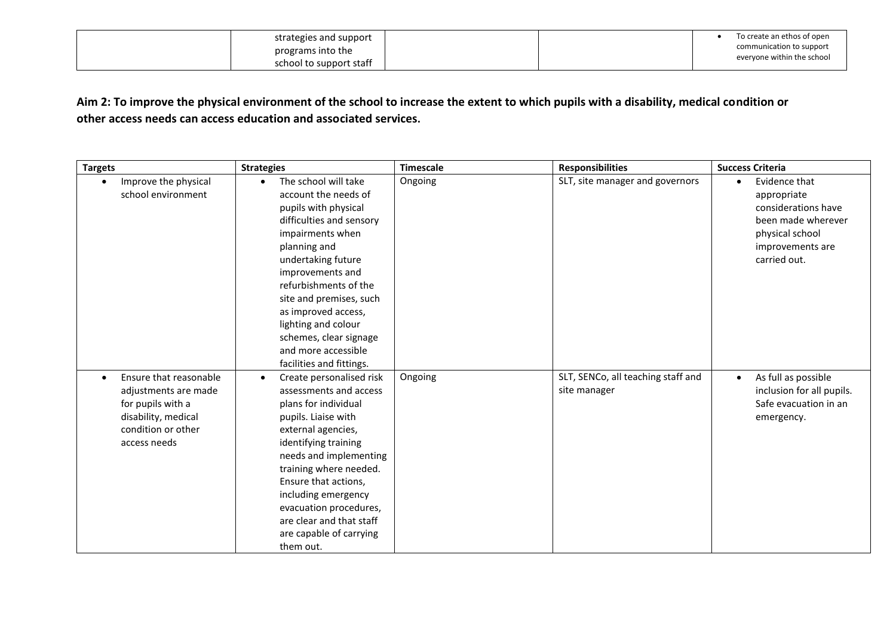| | | | | |
|---|---|---|---|---|
| | strategies and support programs into the school to support staff | | | • To create an ethos of open communication to support everyone within the school |

**Aim 2: To improve the physical environment of the school to increase the extent to which pupils with a disability, medical condition or other access needs can access education and associated services.**

| Targets | Strategies | Timescale | Responsibilities | Success Criteria |
|---|---|---|---|---|
| • Improve the physical school environment | • The school will take account the needs of pupils with physical difficulties and sensory impairments when planning and undertaking future improvements and refurbishments of the site and premises, such as improved access, lighting and colour schemes, clear signage and more accessible facilities and fittings. | Ongoing | SLT, site manager and governors | • Evidence that appropriate considerations have been made wherever physical school improvements are carried out. |
| • Ensure that reasonable adjustments are made for pupils with a disability, medical condition or other access needs | • Create personalised risk assessments and access plans for individual pupils. Liaise with external agencies, identifying training needs and implementing training where needed. Ensure that actions, including emergency evacuation procedures, are clear and that staff are capable of carrying them out. | Ongoing | SLT, SENCo, all teaching staff and site manager | • As full as possible inclusion for all pupils. Safe evacuation in an emergency. |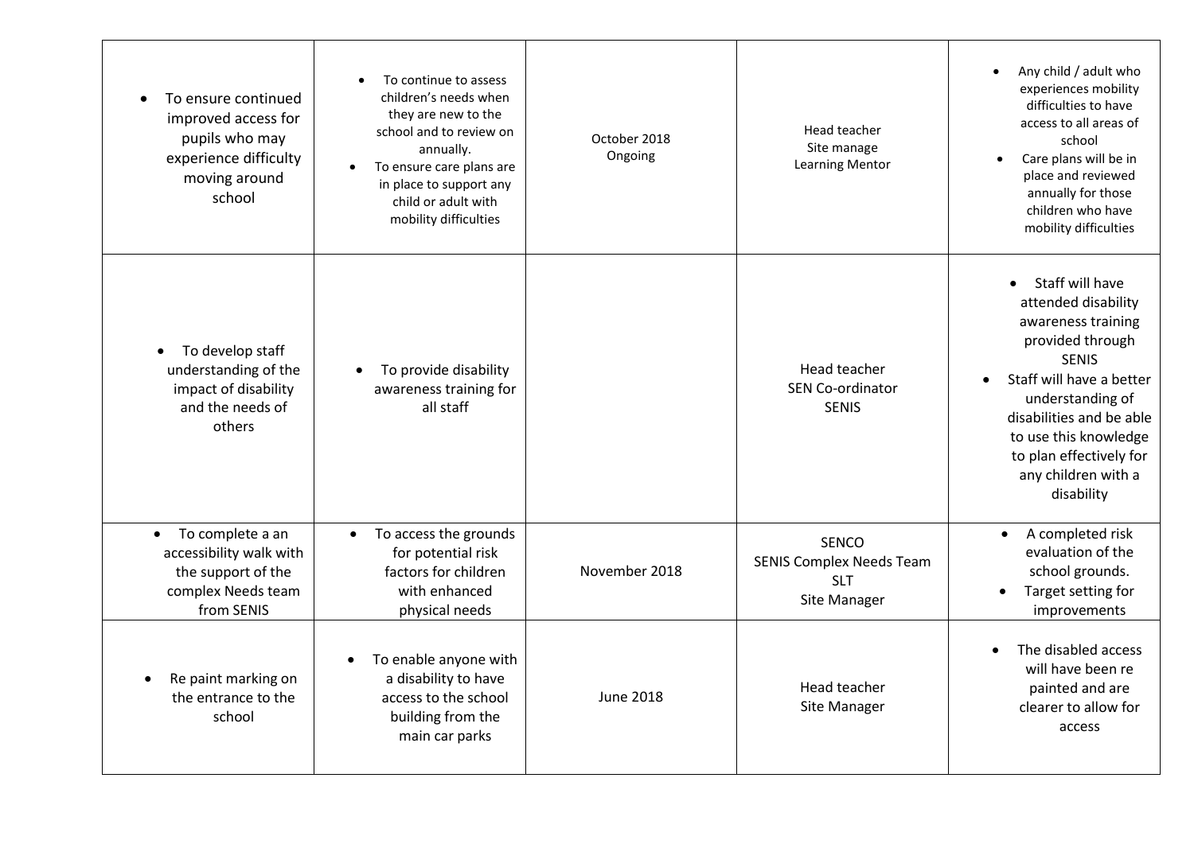| | | | | |
|---|---|---|---|---|
| • To ensure continued improved access for pupils who may experience difficulty moving around school | • To continue to assess children's needs when they are new to the school and to review on annually.<br>• To ensure care plans are in place to support any child or adult with mobility difficulties | October 2018<br>Ongoing | Head teacher<br>Site manage<br>Learning Mentor | • Any child / adult who experiences mobility difficulties to have access to all areas of school<br>• Care plans will be in place and reviewed annually for those children who have mobility difficulties |
| • To develop staff understanding of the impact of disability and the needs of others | • To provide disability awareness training for all staff | | Head teacher<br>SEN Co-ordinator<br>SENIS | • Staff will have attended disability awareness training provided through SENIS<br>• Staff will have a better understanding of disabilities and be able to use this knowledge to plan effectively for any children with a disability |
| • To complete a an accessibility walk with the support of the complex Needs team from SENIS | • To access the grounds for potential risk factors for children with enhanced physical needs | November 2018 | SENCO<br>SENIS Complex Needs Team<br>SLT<br>Site Manager | • A completed risk evaluation of the school grounds.<br>• Target setting for improvements |
| • Re paint marking on the entrance to the school | • To enable anyone with a disability to have access to the school building from the main car parks | June 2018 | Head teacher<br>Site Manager | • The disabled access will have been re painted and are clearer to allow for access |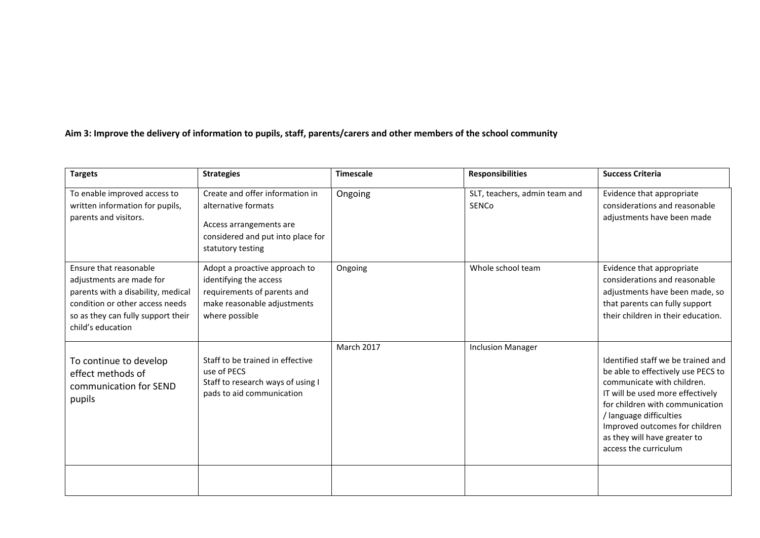**Aim 3: Improve the delivery of information to pupils, staff, parents/carers and other members of the school community**

| Targets | Strategies | Timescale | Responsibilities | Success Criteria |
|---|---|---|---|---|
| To enable improved access to written information for pupils, parents and visitors. | Create and offer information in alternative formats<br><br>Access arrangements are considered and put into place for statutory testing | Ongoing | SLT, teachers, admin team and SENCo | Evidence that appropriate considerations and reasonable adjustments have been made |
| Ensure that reasonable adjustments are made for parents with a disability, medical condition or other access needs so as they can fully support their child's education | Adopt a proactive approach to identifying the access requirements of parents and make reasonable adjustments where possible | Ongoing | Whole school team | Evidence that appropriate considerations and reasonable adjustments have been made, so that parents can fully support their children in their education. |
| To continue to develop effect methods of communication for SEND pupils | Staff to be trained in effective use of PECS<br>Staff to research ways of using I pads to aid communication | March 2017 | Inclusion Manager | Identified staff we be trained and be able to effectively use PECS to communicate with children.<br>IT will be used more effectively for children with communication / language difficulties<br>Improved outcomes for children as they will have greater to access the curriculum |
| | | | | |